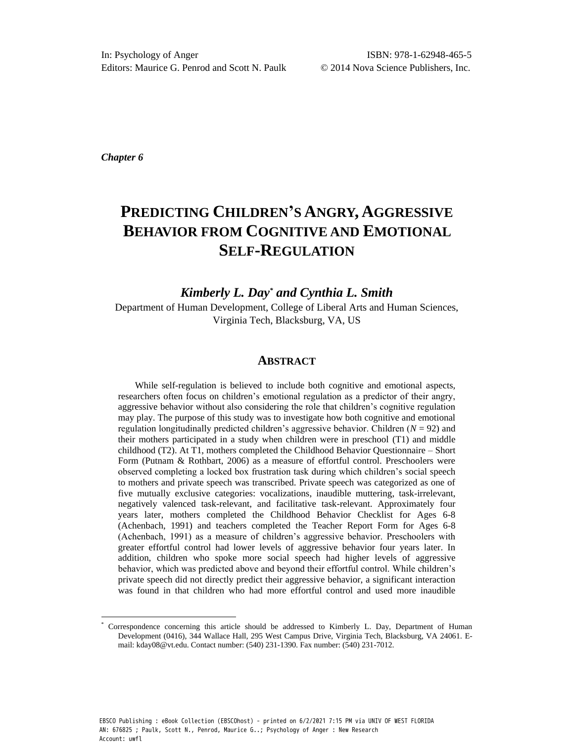In: Psychology of Anger
Editors: Maurice G. Penrod and Scott N. Paulk

ISBN: 978-1-62948-465-5
© 2014 Nova Science Publishers, Inc.

*Chapter 6*

# PREDICTING CHILDREN'S ANGRY, AGGRESSIVE BEHAVIOR FROM COGNITIVE AND EMOTIONAL SELF-REGULATION

***Kimberly L. Day*[\*] *and Cynthia L. Smith***

Department of Human Development, College of Liberal Arts and Human Sciences, Virginia Tech, Blacksburg, VA, US

## ABSTRACT

While self-regulation is believed to include both cognitive and emotional aspects, researchers often focus on children's emotional regulation as a predictor of their angry, aggressive behavior without also considering the role that children's cognitive regulation may play. The purpose of this study was to investigate how both cognitive and emotional regulation longitudinally predicted children's aggressive behavior. Children ($N$ = 92) and their mothers participated in a study when children were in preschool (T1) and middle childhood (T2). At T1, mothers completed the Childhood Behavior Questionnaire – Short Form (Putnam & Rothbart, 2006) as a measure of effortful control. Preschoolers were observed completing a locked box frustration task during which children's social speech to mothers and private speech was transcribed. Private speech was categorized as one of five mutually exclusive categories: vocalizations, inaudible muttering, task-irrelevant, negatively valenced task-relevant, and facilitative task-relevant. Approximately four years later, mothers completed the Childhood Behavior Checklist for Ages 6-8 (Achenbach, 1991) and teachers completed the Teacher Report Form for Ages 6-8 (Achenbach, 1991) as a measure of children's aggressive behavior. Preschoolers with greater effortful control had lower levels of aggressive behavior four years later. In addition, children who spoke more social speech had higher levels of aggressive behavior, which was predicted above and beyond their effortful control. While children's private speech did not directly predict their aggressive behavior, a significant interaction was found in that children who had more effortful control and used more inaudible

---

[\*] Correspondence concerning this article should be addressed to Kimberly L. Day, Department of Human Development (0416), 344 Wallace Hall, 295 West Campus Drive, Virginia Tech, Blacksburg, VA 24061. E-mail: kday08@vt.edu. Contact number: (540) 231-1390. Fax number: (540) 231-7012.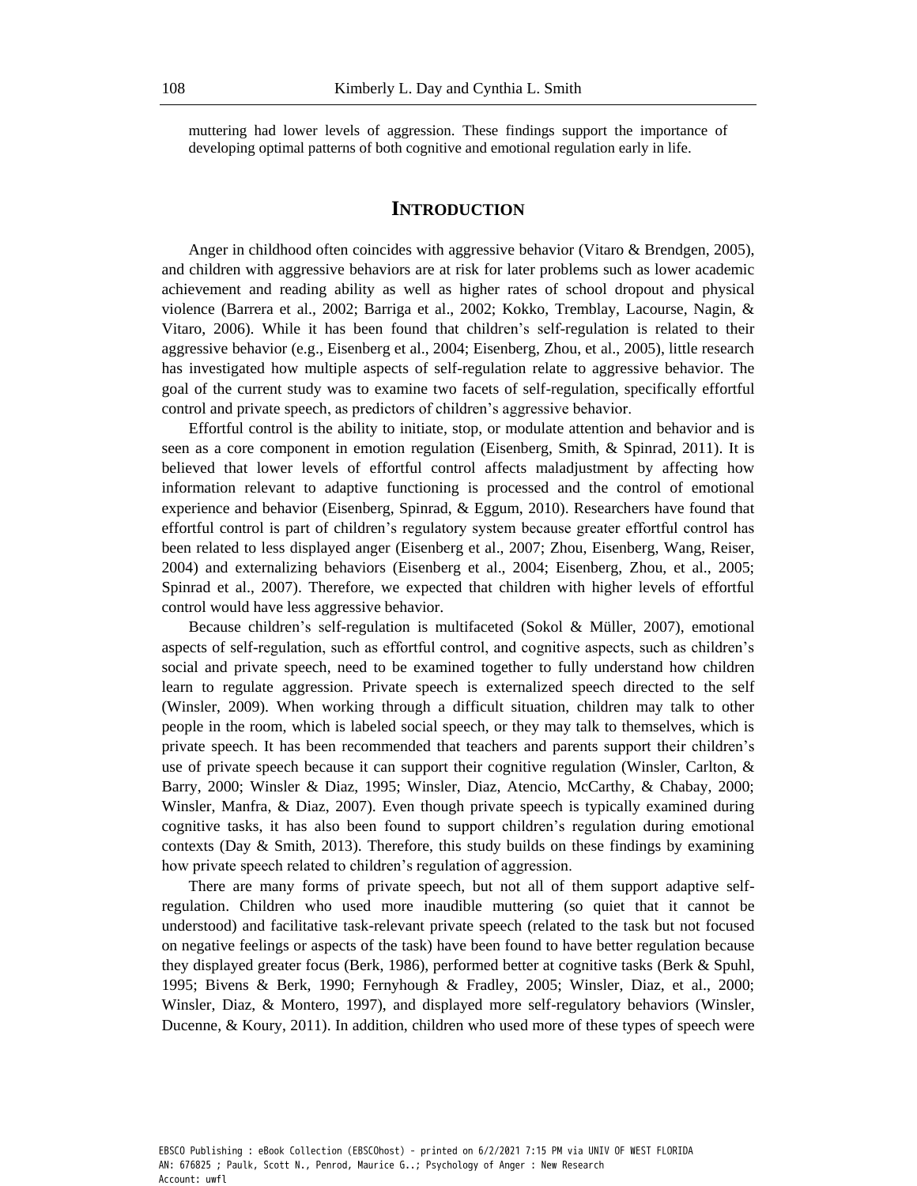muttering had lower levels of aggression. These findings support the importance of developing optimal patterns of both cognitive and emotional regulation early in life.

## INTRODUCTION

Anger in childhood often coincides with aggressive behavior (Vitaro & Brendgen, 2005), and children with aggressive behaviors are at risk for later problems such as lower academic achievement and reading ability as well as higher rates of school dropout and physical violence (Barrera et al., 2002; Barriga et al., 2002; Kokko, Tremblay, Lacourse, Nagin, & Vitaro, 2006). While it has been found that children's self-regulation is related to their aggressive behavior (e.g., Eisenberg et al., 2004; Eisenberg, Zhou, et al., 2005), little research has investigated how multiple aspects of self-regulation relate to aggressive behavior. The goal of the current study was to examine two facets of self-regulation, specifically effortful control and private speech, as predictors of children's aggressive behavior.

Effortful control is the ability to initiate, stop, or modulate attention and behavior and is seen as a core component in emotion regulation (Eisenberg, Smith, & Spinrad, 2011). It is believed that lower levels of effortful control affects maladjustment by affecting how information relevant to adaptive functioning is processed and the control of emotional experience and behavior (Eisenberg, Spinrad, & Eggum, 2010). Researchers have found that effortful control is part of children's regulatory system because greater effortful control has been related to less displayed anger (Eisenberg et al., 2007; Zhou, Eisenberg, Wang, Reiser, 2004) and externalizing behaviors (Eisenberg et al., 2004; Eisenberg, Zhou, et al., 2005; Spinrad et al., 2007). Therefore, we expected that children with higher levels of effortful control would have less aggressive behavior.

Because children's self-regulation is multifaceted (Sokol & Müller, 2007), emotional aspects of self-regulation, such as effortful control, and cognitive aspects, such as children's social and private speech, need to be examined together to fully understand how children learn to regulate aggression. Private speech is externalized speech directed to the self (Winsler, 2009). When working through a difficult situation, children may talk to other people in the room, which is labeled social speech, or they may talk to themselves, which is private speech. It has been recommended that teachers and parents support their children's use of private speech because it can support their cognitive regulation (Winsler, Carlton, & Barry, 2000; Winsler & Diaz, 1995; Winsler, Diaz, Atencio, McCarthy, & Chabay, 2000; Winsler, Manfra, & Diaz, 2007). Even though private speech is typically examined during cognitive tasks, it has also been found to support children's regulation during emotional contexts (Day & Smith, 2013). Therefore, this study builds on these findings by examining how private speech related to children's regulation of aggression.

There are many forms of private speech, but not all of them support adaptive self-regulation. Children who used more inaudible muttering (so quiet that it cannot be understood) and facilitative task-relevant private speech (related to the task but not focused on negative feelings or aspects of the task) have been found to have better regulation because they displayed greater focus (Berk, 1986), performed better at cognitive tasks (Berk & Spuhl, 1995; Bivens & Berk, 1990; Fernyhough & Fradley, 2005; Winsler, Diaz, et al., 2000; Winsler, Diaz, & Montero, 1997), and displayed more self-regulatory behaviors (Winsler, Ducenne, & Koury, 2011). In addition, children who used more of these types of speech were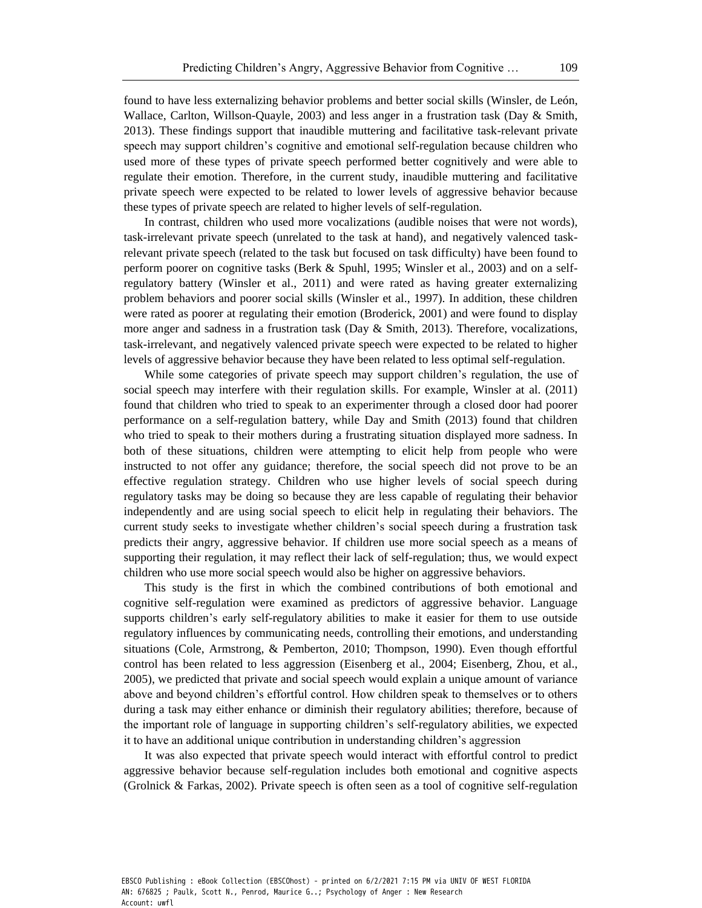found to have less externalizing behavior problems and better social skills (Winsler, de León, Wallace, Carlton, Willson-Quayle, 2003) and less anger in a frustration task (Day & Smith, 2013). These findings support that inaudible muttering and facilitative task-relevant private speech may support children's cognitive and emotional self-regulation because children who used more of these types of private speech performed better cognitively and were able to regulate their emotion. Therefore, in the current study, inaudible muttering and facilitative private speech were expected to be related to lower levels of aggressive behavior because these types of private speech are related to higher levels of self-regulation.

In contrast, children who used more vocalizations (audible noises that were not words), task-irrelevant private speech (unrelated to the task at hand), and negatively valenced task-relevant private speech (related to the task but focused on task difficulty) have been found to perform poorer on cognitive tasks (Berk & Spuhl, 1995; Winsler et al., 2003) and on a self-regulatory battery (Winsler et al., 2011) and were rated as having greater externalizing problem behaviors and poorer social skills (Winsler et al., 1997). In addition, these children were rated as poorer at regulating their emotion (Broderick, 2001) and were found to display more anger and sadness in a frustration task (Day & Smith, 2013). Therefore, vocalizations, task-irrelevant, and negatively valenced private speech were expected to be related to higher levels of aggressive behavior because they have been related to less optimal self-regulation.

While some categories of private speech may support children's regulation, the use of social speech may interfere with their regulation skills. For example, Winsler at al. (2011) found that children who tried to speak to an experimenter through a closed door had poorer performance on a self-regulation battery, while Day and Smith (2013) found that children who tried to speak to their mothers during a frustrating situation displayed more sadness. In both of these situations, children were attempting to elicit help from people who were instructed to not offer any guidance; therefore, the social speech did not prove to be an effective regulation strategy. Children who use higher levels of social speech during regulatory tasks may be doing so because they are less capable of regulating their behavior independently and are using social speech to elicit help in regulating their behaviors. The current study seeks to investigate whether children's social speech during a frustration task predicts their angry, aggressive behavior. If children use more social speech as a means of supporting their regulation, it may reflect their lack of self-regulation; thus, we would expect children who use more social speech would also be higher on aggressive behaviors.

This study is the first in which the combined contributions of both emotional and cognitive self-regulation were examined as predictors of aggressive behavior. Language supports children's early self-regulatory abilities to make it easier for them to use outside regulatory influences by communicating needs, controlling their emotions, and understanding situations (Cole, Armstrong, & Pemberton, 2010; Thompson, 1990). Even though effortful control has been related to less aggression (Eisenberg et al., 2004; Eisenberg, Zhou, et al., 2005), we predicted that private and social speech would explain a unique amount of variance above and beyond children's effortful control. How children speak to themselves or to others during a task may either enhance or diminish their regulatory abilities; therefore, because of the important role of language in supporting children's self-regulatory abilities, we expected it to have an additional unique contribution in understanding children's aggression

It was also expected that private speech would interact with effortful control to predict aggressive behavior because self-regulation includes both emotional and cognitive aspects (Grolnick & Farkas, 2002). Private speech is often seen as a tool of cognitive self-regulation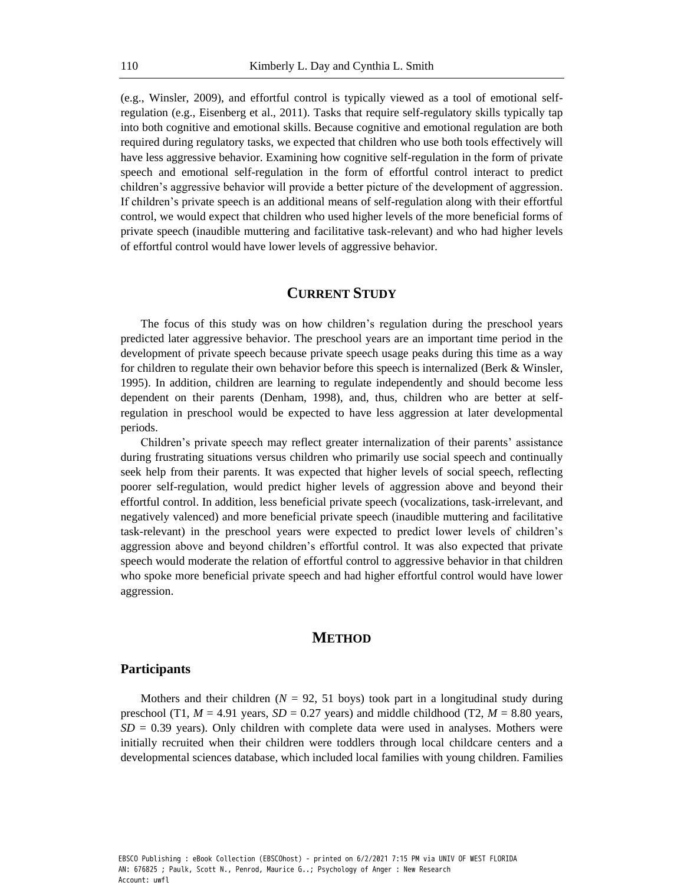(e.g., Winsler, 2009), and effortful control is typically viewed as a tool of emotional self-regulation (e.g., Eisenberg et al., 2011). Tasks that require self-regulatory skills typically tap into both cognitive and emotional skills. Because cognitive and emotional regulation are both required during regulatory tasks, we expected that children who use both tools effectively will have less aggressive behavior. Examining how cognitive self-regulation in the form of private speech and emotional self-regulation in the form of effortful control interact to predict children's aggressive behavior will provide a better picture of the development of aggression. If children's private speech is an additional means of self-regulation along with their effortful control, we would expect that children who used higher levels of the more beneficial forms of private speech (inaudible muttering and facilitative task-relevant) and who had higher levels of effortful control would have lower levels of aggressive behavior.

## CURRENT STUDY

The focus of this study was on how children's regulation during the preschool years predicted later aggressive behavior. The preschool years are an important time period in the development of private speech because private speech usage peaks during this time as a way for children to regulate their own behavior before this speech is internalized (Berk & Winsler, 1995). In addition, children are learning to regulate independently and should become less dependent on their parents (Denham, 1998), and, thus, children who are better at self-regulation in preschool would be expected to have less aggression at later developmental periods.

Children's private speech may reflect greater internalization of their parents' assistance during frustrating situations versus children who primarily use social speech and continually seek help from their parents. It was expected that higher levels of social speech, reflecting poorer self-regulation, would predict higher levels of aggression above and beyond their effortful control. In addition, less beneficial private speech (vocalizations, task-irrelevant, and negatively valenced) and more beneficial private speech (inaudible muttering and facilitative task-relevant) in the preschool years were expected to predict lower levels of children's aggression above and beyond children's effortful control. It was also expected that private speech would moderate the relation of effortful control to aggressive behavior in that children who spoke more beneficial private speech and had higher effortful control would have lower aggression.

## METHOD

### Participants

Mothers and their children ($N$ = 92, 51 boys) took part in a longitudinal study during preschool (T1, $M$ = 4.91 years, $SD$ = 0.27 years) and middle childhood (T2, $M$ = 8.80 years, $SD$ = 0.39 years). Only children with complete data were used in analyses. Mothers were initially recruited when their children were toddlers through local childcare centers and a developmental sciences database, which included local families with young children. Families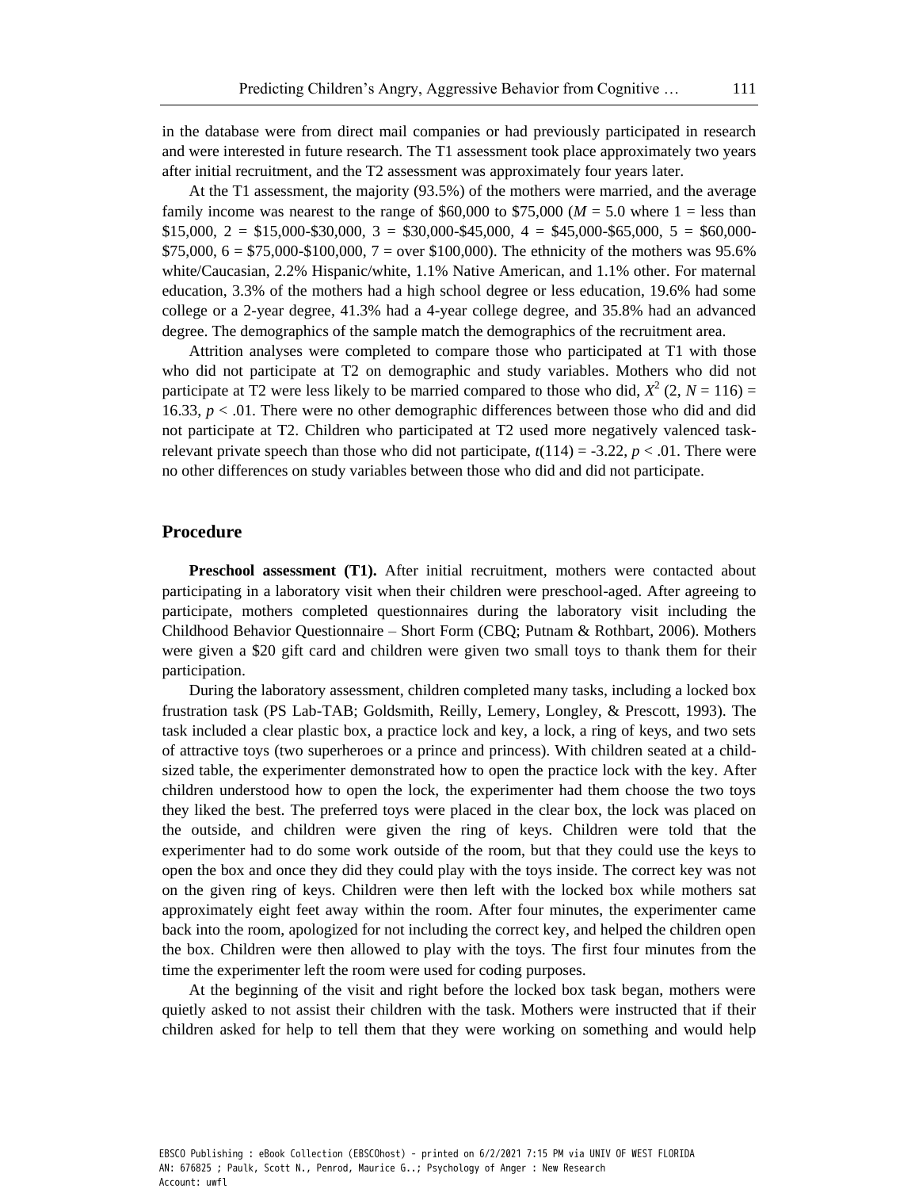in the database were from direct mail companies or had previously participated in research and were interested in future research. The T1 assessment took place approximately two years after initial recruitment, and the T2 assessment was approximately four years later.

At the T1 assessment, the majority (93.5%) of the mothers were married, and the average family income was nearest to the range of \$60,000 to \$75,000 ($M$ = 5.0 where 1 = less than \$15,000, 2 = \$15,000-\$30,000, 3 = \$30,000-\$45,000, 4 = \$45,000-\$65,000, 5 = \$60,000-\$75,000, 6 = \$75,000-\$100,000, 7 = over \$100,000). The ethnicity of the mothers was 95.6% white/Caucasian, 2.2% Hispanic/white, 1.1% Native American, and 1.1% other. For maternal education, 3.3% of the mothers had a high school degree or less education, 19.6% had some college or a 2-year degree, 41.3% had a 4-year college degree, and 35.8% had an advanced degree. The demographics of the sample match the demographics of the recruitment area.

Attrition analyses were completed to compare those who participated at T1 with those who did not participate at T2 on demographic and study variables. Mothers who did not participate at T2 were less likely to be married compared to those who did, $X^2$ (2, $N$ = 116) = 16.33, $p < .01$. There were no other demographic differences between those who did and did not participate at T2. Children who participated at T2 used more negatively valenced task-relevant private speech than those who did not participate, $t(114) = -3.22$, $p < .01$. There were no other differences on study variables between those who did and did not participate.

## Procedure

**Preschool assessment (T1).** After initial recruitment, mothers were contacted about participating in a laboratory visit when their children were preschool-aged. After agreeing to participate, mothers completed questionnaires during the laboratory visit including the Childhood Behavior Questionnaire – Short Form (CBQ; Putnam & Rothbart, 2006). Mothers were given a \$20 gift card and children were given two small toys to thank them for their participation.

During the laboratory assessment, children completed many tasks, including a locked box frustration task (PS Lab-TAB; Goldsmith, Reilly, Lemery, Longley, & Prescott, 1993). The task included a clear plastic box, a practice lock and key, a lock, a ring of keys, and two sets of attractive toys (two superheroes or a prince and princess). With children seated at a child-sized table, the experimenter demonstrated how to open the practice lock with the key. After children understood how to open the lock, the experimenter had them choose the two toys they liked the best. The preferred toys were placed in the clear box, the lock was placed on the outside, and children were given the ring of keys. Children were told that the experimenter had to do some work outside of the room, but that they could use the keys to open the box and once they did they could play with the toys inside. The correct key was not on the given ring of keys. Children were then left with the locked box while mothers sat approximately eight feet away within the room. After four minutes, the experimenter came back into the room, apologized for not including the correct key, and helped the children open the box. Children were then allowed to play with the toys. The first four minutes from the time the experimenter left the room were used for coding purposes.

At the beginning of the visit and right before the locked box task began, mothers were quietly asked to not assist their children with the task. Mothers were instructed that if their children asked for help to tell them that they were working on something and would help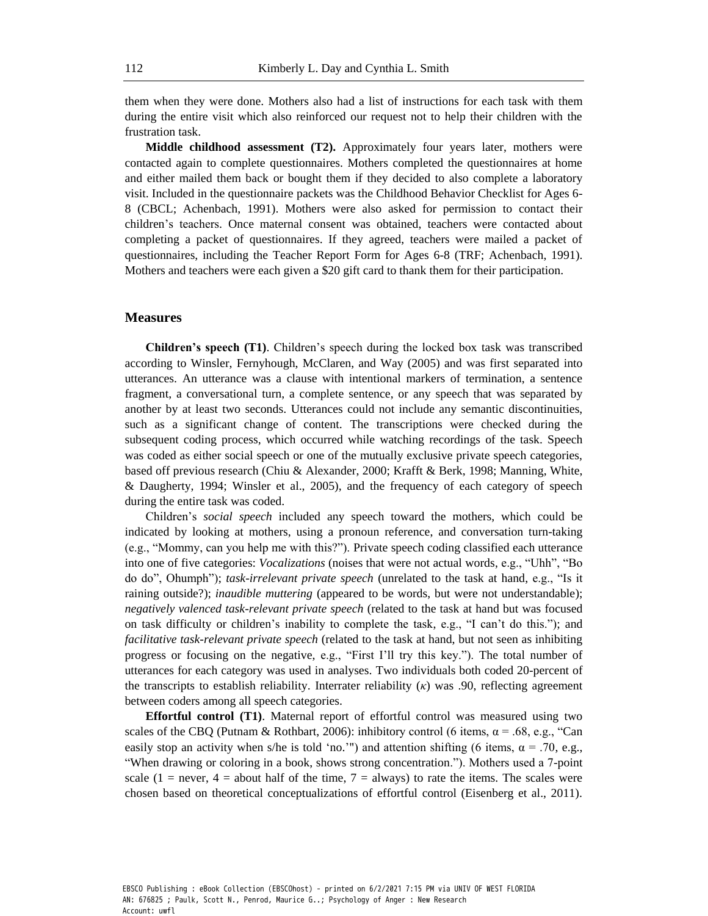them when they were done. Mothers also had a list of instructions for each task with them during the entire visit which also reinforced our request not to help their children with the frustration task.

**Middle childhood assessment (T2).** Approximately four years later, mothers were contacted again to complete questionnaires. Mothers completed the questionnaires at home and either mailed them back or bought them if they decided to also complete a laboratory visit. Included in the questionnaire packets was the Childhood Behavior Checklist for Ages 6-8 (CBCL; Achenbach, 1991). Mothers were also asked for permission to contact their children's teachers. Once maternal consent was obtained, teachers were contacted about completing a packet of questionnaires. If they agreed, teachers were mailed a packet of questionnaires, including the Teacher Report Form for Ages 6-8 (TRF; Achenbach, 1991). Mothers and teachers were each given a $20 gift card to thank them for their participation.

## Measures

**Children's speech (T1)**. Children's speech during the locked box task was transcribed according to Winsler, Fernyhough, McClaren, and Way (2005) and was first separated into utterances. An utterance was a clause with intentional markers of termination, a sentence fragment, a conversational turn, a complete sentence, or any speech that was separated by another by at least two seconds. Utterances could not include any semantic discontinuities, such as a significant change of content. The transcriptions were checked during the subsequent coding process, which occurred while watching recordings of the task. Speech was coded as either social speech or one of the mutually exclusive private speech categories, based off previous research (Chiu & Alexander, 2000; Krafft & Berk, 1998; Manning, White, & Daugherty, 1994; Winsler et al., 2005), and the frequency of each category of speech during the entire task was coded.

Children's *social speech* included any speech toward the mothers, which could be indicated by looking at mothers, using a pronoun reference, and conversation turn-taking (e.g., "Mommy, can you help me with this?"). Private speech coding classified each utterance into one of five categories: *Vocalizations* (noises that were not actual words, e.g., "Uhh", "Bo do do", Ohumph"); *task-irrelevant private speech* (unrelated to the task at hand, e.g., "Is it raining outside?); *inaudible muttering* (appeared to be words, but were not understandable); *negatively valenced task-relevant private speech* (related to the task at hand but was focused on task difficulty or children's inability to complete the task, e.g., "I can't do this."); and *facilitative task-relevant private speech* (related to the task at hand, but not seen as inhibiting progress or focusing on the negative, e.g., "First I'll try this key."). The total number of utterances for each category was used in analyses. Two individuals both coded 20-percent of the transcripts to establish reliability. Interrater reliability ($\kappa$) was .90, reflecting agreement between coders among all speech categories.

**Effortful control (T1)**. Maternal report of effortful control was measured using two scales of the CBQ (Putnam & Rothbart, 2006): inhibitory control (6 items, $\alpha = .68$, e.g., "Can easily stop an activity when s/he is told 'no.'") and attention shifting (6 items, $\alpha = .70$, e.g., "When drawing or coloring in a book, shows strong concentration."). Mothers used a 7-point scale (1 = never, 4 = about half of the time, 7 = always) to rate the items. The scales were chosen based on theoretical conceptualizations of effortful control (Eisenberg et al., 2011).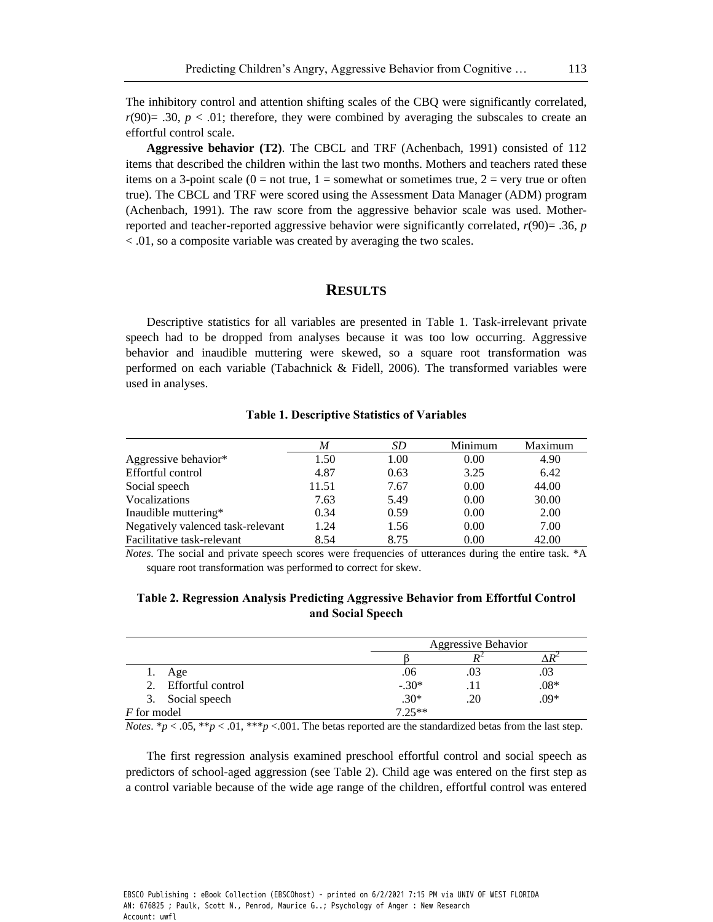The inhibitory control and attention shifting scales of the CBQ were significantly correlated, $r(90) = .30$, $p < .01$; therefore, they were combined by averaging the subscales to create an effortful control scale.

**Aggressive behavior (T2)**. The CBCL and TRF (Achenbach, 1991) consisted of 112 items that described the children within the last two months. Mothers and teachers rated these items on a 3-point scale (0 = not true, 1 = somewhat or sometimes true, 2 = very true or often true). The CBCL and TRF were scored using the Assessment Data Manager (ADM) program (Achenbach, 1991). The raw score from the aggressive behavior scale was used. Mother-reported and teacher-reported aggressive behavior were significantly correlated, $r(90) = .36$, $p < .01$, so a composite variable was created by averaging the two scales.

## RESULTS

Descriptive statistics for all variables are presented in Table 1. Task-irrelevant private speech had to be dropped from analyses because it was too low occurring. Aggressive behavior and inaudible muttering were skewed, so a square root transformation was performed on each variable (Tabachnick & Fidell, 2006). The transformed variables were used in analyses.

**Table 1. Descriptive Statistics of Variables**

| | *M* | *SD* | Minimum | Maximum |
|---|---|---|---|---|
| Aggressive behavior* | 1.50 | 1.00 | 0.00 | 4.90 |
| Effortful control | 4.87 | 0.63 | 3.25 | 6.42 |
| Social speech | 11.51 | 7.67 | 0.00 | 44.00 |
| Vocalizations | 7.63 | 5.49 | 0.00 | 30.00 |
| Inaudible muttering* | 0.34 | 0.59 | 0.00 | 2.00 |
| Negatively valenced task-relevant | 1.24 | 1.56 | 0.00 | 7.00 |
| Facilitative task-relevant | 8.54 | 8.75 | 0.00 | 42.00 |

*Notes*. The social and private speech scores were frequencies of utterances during the entire task. *A square root transformation was performed to correct for skew.

**Table 2. Regression Analysis Predicting Aggressive Behavior from Effortful Control and Social Speech**

| | Aggressive Behavior | | |
|---|---|---|---|
| | β | $R^2$ | $\Delta R^2$ |
| 1. Age | .06 | .03 | .03 |
| 2. Effortful control | -.30* | .11 | .08* |
| 3. Social speech | .30* | .20 | .09* |
| *F* for model | 7.25** | | |

*Notes*. *$p < .05$, **$p < .01$, ***$p < .001$. The betas reported are the standardized betas from the last step.

The first regression analysis examined preschool effortful control and social speech as predictors of school-aged aggression (see Table 2). Child age was entered on the first step as a control variable because of the wide age range of the children, effortful control was entered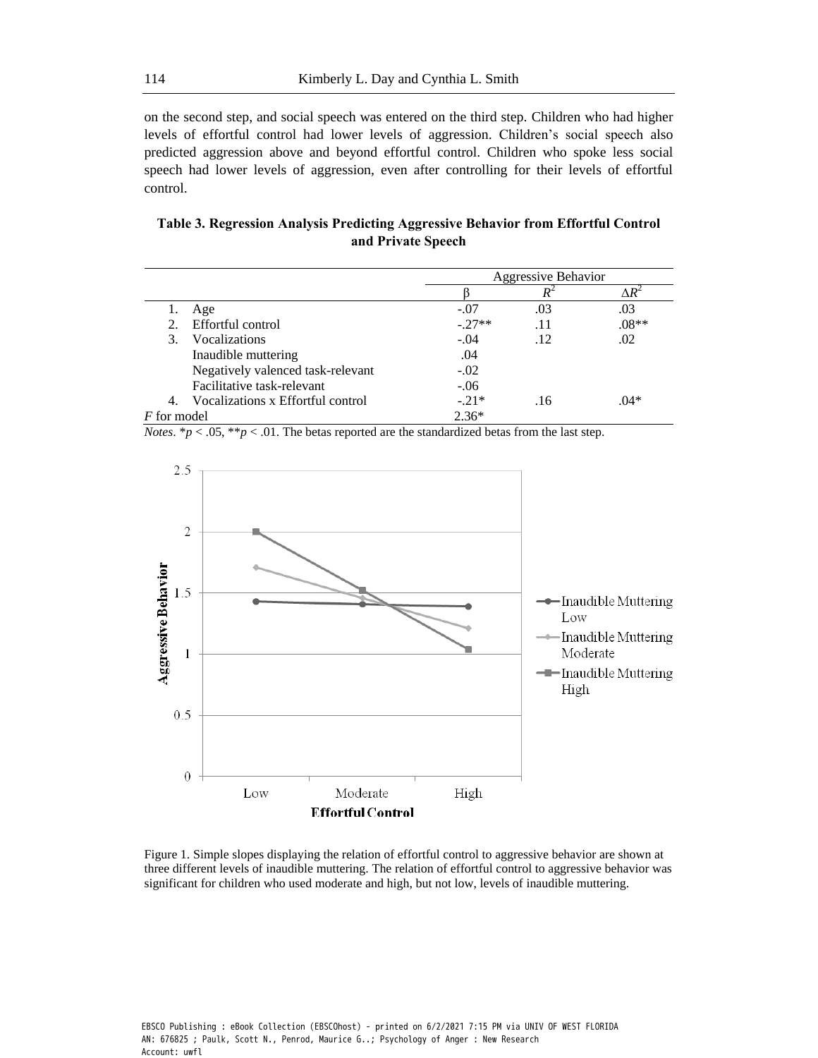on the second step, and social speech was entered on the third step. Children who had higher levels of effortful control had lower levels of aggression. Children's social speech also predicted aggression above and beyond effortful control. Children who spoke less social speech had lower levels of aggression, even after controlling for their levels of effortful control.

**Table 3. Regression Analysis Predicting Aggressive Behavior from Effortful Control and Private Speech**

| | Aggressive Behavior | | |
|---|---|---|---|
| | β | $R^2$ | $\Delta R^2$ |
| 1. Age | -.07 | .03 | .03 |
| 2. Effortful control | -.27** | .11 | .08** |
| 3. Vocalizations | -.04 | .12 | .02 |
| Inaudible muttering | .04 | | |
| Negatively valenced task-relevant | -.02 | | |
| Facilitative task-relevant | -.06 | | |
| 4. Vocalizations x Effortful control | -.21* | .16 | .04* |
| *F* for model | 2.36* | | |

*Notes*. *$p < .05$, **$p < .01$. The betas reported are the standardized betas from the last step.

Figure 1. Simple slopes displaying the relation of effortful control to aggressive behavior are shown at three different levels of inaudible muttering. The relation of effortful control to aggressive behavior was significant for children who used moderate and high, but not low, levels of inaudible muttering.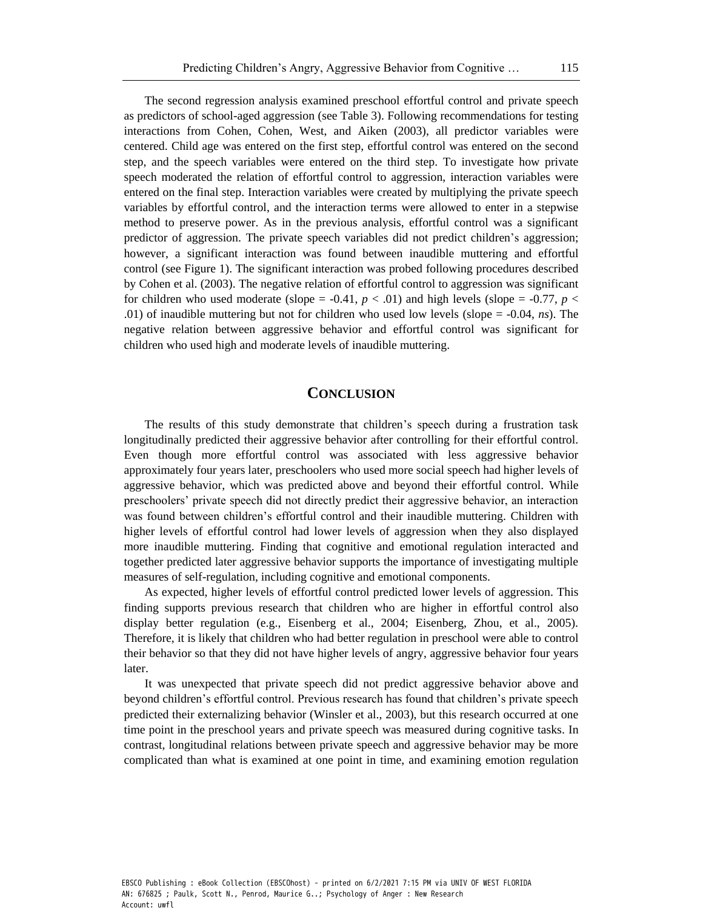The second regression analysis examined preschool effortful control and private speech as predictors of school-aged aggression (see Table 3). Following recommendations for testing interactions from Cohen, Cohen, West, and Aiken (2003), all predictor variables were centered. Child age was entered on the first step, effortful control was entered on the second step, and the speech variables were entered on the third step. To investigate how private speech moderated the relation of effortful control to aggression, interaction variables were entered on the final step. Interaction variables were created by multiplying the private speech variables by effortful control, and the interaction terms were allowed to enter in a stepwise method to preserve power. As in the previous analysis, effortful control was a significant predictor of aggression. The private speech variables did not predict children's aggression; however, a significant interaction was found between inaudible muttering and effortful control (see Figure 1). The significant interaction was probed following procedures described by Cohen et al. (2003). The negative relation of effortful control to aggression was significant for children who used moderate (slope = -0.41, $p < .01$) and high levels (slope = -0.77, $p < .01$) of inaudible muttering but not for children who used low levels (slope = -0.04, *ns*). The negative relation between aggressive behavior and effortful control was significant for children who used high and moderate levels of inaudible muttering.

## CONCLUSION

The results of this study demonstrate that children's speech during a frustration task longitudinally predicted their aggressive behavior after controlling for their effortful control. Even though more effortful control was associated with less aggressive behavior approximately four years later, preschoolers who used more social speech had higher levels of aggressive behavior, which was predicted above and beyond their effortful control. While preschoolers' private speech did not directly predict their aggressive behavior, an interaction was found between children's effortful control and their inaudible muttering. Children with higher levels of effortful control had lower levels of aggression when they also displayed more inaudible muttering. Finding that cognitive and emotional regulation interacted and together predicted later aggressive behavior supports the importance of investigating multiple measures of self-regulation, including cognitive and emotional components.

As expected, higher levels of effortful control predicted lower levels of aggression. This finding supports previous research that children who are higher in effortful control also display better regulation (e.g., Eisenberg et al., 2004; Eisenberg, Zhou, et al., 2005). Therefore, it is likely that children who had better regulation in preschool were able to control their behavior so that they did not have higher levels of angry, aggressive behavior four years later.

It was unexpected that private speech did not predict aggressive behavior above and beyond children's effortful control. Previous research has found that children's private speech predicted their externalizing behavior (Winsler et al., 2003), but this research occurred at one time point in the preschool years and private speech was measured during cognitive tasks. In contrast, longitudinal relations between private speech and aggressive behavior may be more complicated than what is examined at one point in time, and examining emotion regulation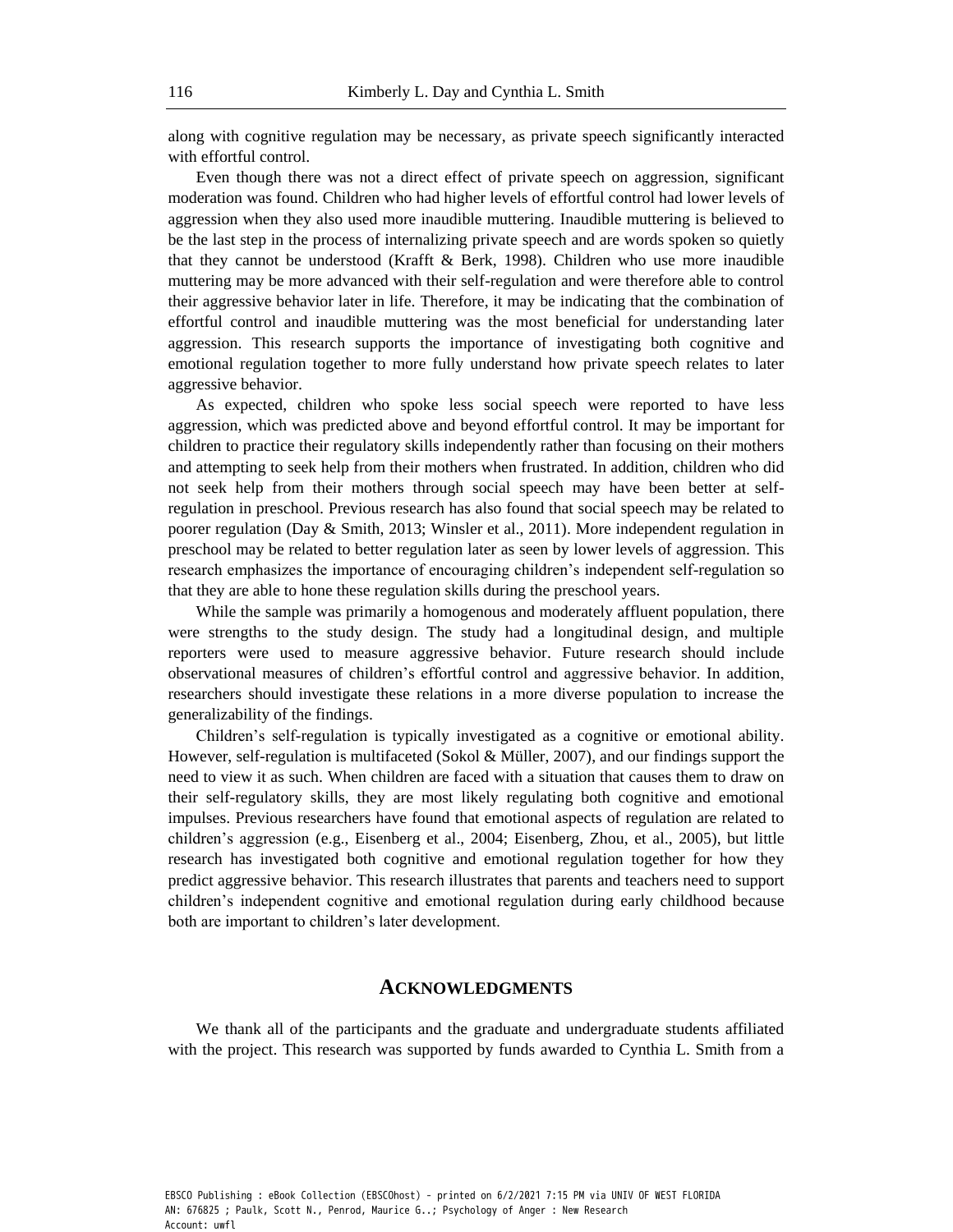along with cognitive regulation may be necessary, as private speech significantly interacted with effortful control.

Even though there was not a direct effect of private speech on aggression, significant moderation was found. Children who had higher levels of effortful control had lower levels of aggression when they also used more inaudible muttering. Inaudible muttering is believed to be the last step in the process of internalizing private speech and are words spoken so quietly that they cannot be understood (Krafft & Berk, 1998). Children who use more inaudible muttering may be more advanced with their self-regulation and were therefore able to control their aggressive behavior later in life. Therefore, it may be indicating that the combination of effortful control and inaudible muttering was the most beneficial for understanding later aggression. This research supports the importance of investigating both cognitive and emotional regulation together to more fully understand how private speech relates to later aggressive behavior.

As expected, children who spoke less social speech were reported to have less aggression, which was predicted above and beyond effortful control. It may be important for children to practice their regulatory skills independently rather than focusing on their mothers and attempting to seek help from their mothers when frustrated. In addition, children who did not seek help from their mothers through social speech may have been better at self-regulation in preschool. Previous research has also found that social speech may be related to poorer regulation (Day & Smith, 2013; Winsler et al., 2011). More independent regulation in preschool may be related to better regulation later as seen by lower levels of aggression. This research emphasizes the importance of encouraging children's independent self-regulation so that they are able to hone these regulation skills during the preschool years.

While the sample was primarily a homogenous and moderately affluent population, there were strengths to the study design. The study had a longitudinal design, and multiple reporters were used to measure aggressive behavior. Future research should include observational measures of children's effortful control and aggressive behavior. In addition, researchers should investigate these relations in a more diverse population to increase the generalizability of the findings.

Children's self-regulation is typically investigated as a cognitive or emotional ability. However, self-regulation is multifaceted (Sokol & Müller, 2007), and our findings support the need to view it as such. When children are faced with a situation that causes them to draw on their self-regulatory skills, they are most likely regulating both cognitive and emotional impulses. Previous researchers have found that emotional aspects of regulation are related to children's aggression (e.g., Eisenberg et al., 2004; Eisenberg, Zhou, et al., 2005), but little research has investigated both cognitive and emotional regulation together for how they predict aggressive behavior. This research illustrates that parents and teachers need to support children's independent cognitive and emotional regulation during early childhood because both are important to children's later development.

## ACKNOWLEDGMENTS

We thank all of the participants and the graduate and undergraduate students affiliated with the project. This research was supported by funds awarded to Cynthia L. Smith from a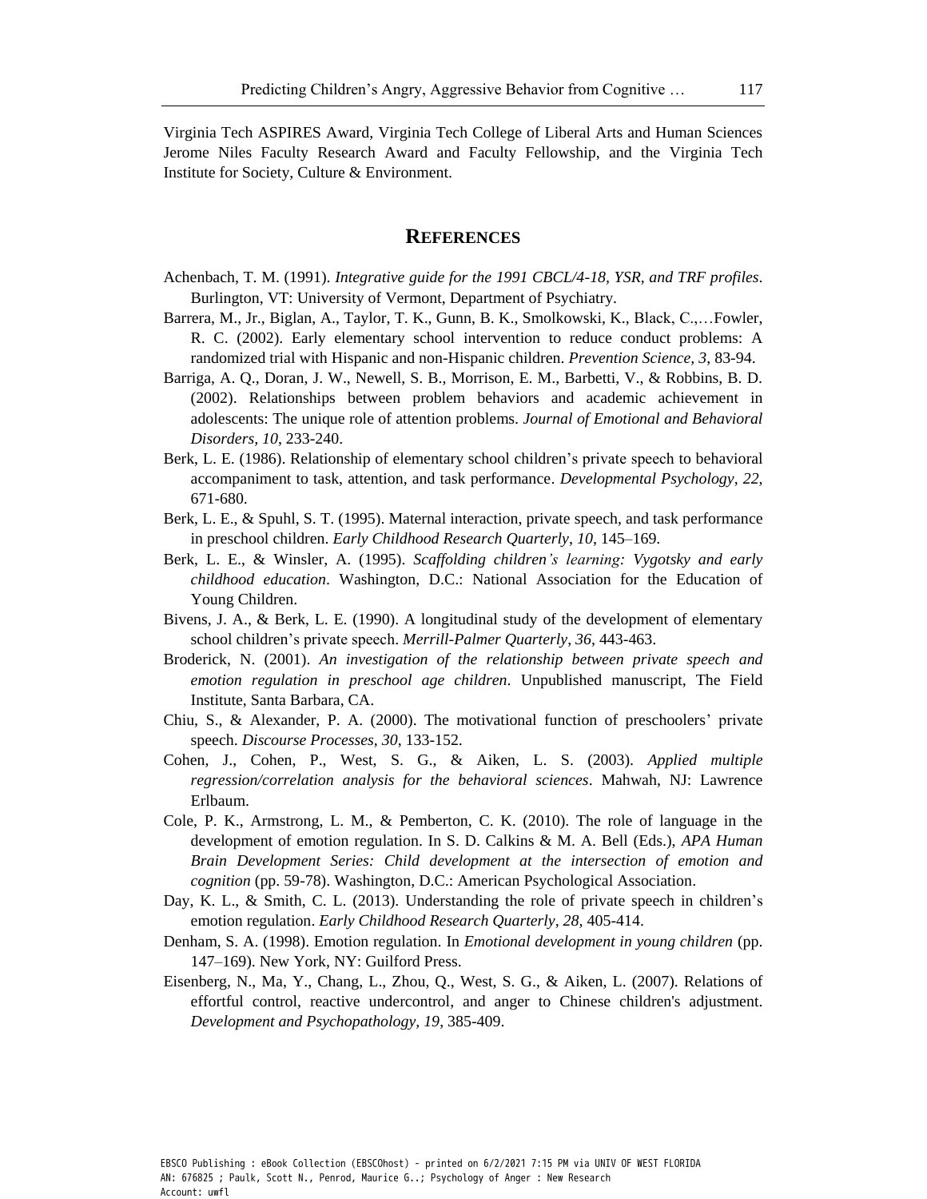Virginia Tech ASPIRES Award, Virginia Tech College of Liberal Arts and Human Sciences Jerome Niles Faculty Research Award and Faculty Fellowship, and the Virginia Tech Institute for Society, Culture & Environment.

## REFERENCES

Achenbach, T. M. (1991). *Integrative guide for the 1991 CBCL/4-18, YSR, and TRF profiles*. Burlington, VT: University of Vermont, Department of Psychiatry.

Barrera, M., Jr., Biglan, A., Taylor, T. K., Gunn, B. K., Smolkowski, K., Black, C.,…Fowler, R. C. (2002). Early elementary school intervention to reduce conduct problems: A randomized trial with Hispanic and non-Hispanic children. *Prevention Science, 3*, 83-94.

Barriga, A. Q., Doran, J. W., Newell, S. B., Morrison, E. M., Barbetti, V., & Robbins, B. D. (2002). Relationships between problem behaviors and academic achievement in adolescents: The unique role of attention problems. *Journal of Emotional and Behavioral Disorders, 10*, 233-240.

Berk, L. E. (1986). Relationship of elementary school children's private speech to behavioral accompaniment to task, attention, and task performance. *Developmental Psychology*, *22*, 671-680.

Berk, L. E., & Spuhl, S. T. (1995). Maternal interaction, private speech, and task performance in preschool children. *Early Childhood Research Quarterly*, *10*, 145–169.

Berk, L. E., & Winsler, A. (1995). *Scaffolding children's learning: Vygotsky and early childhood education*. Washington, D.C.: National Association for the Education of Young Children.

Bivens, J. A., & Berk, L. E. (1990). A longitudinal study of the development of elementary school children's private speech. *Merrill-Palmer Quarterly*, *36*, 443-463.

Broderick, N. (2001). *An investigation of the relationship between private speech and emotion regulation in preschool age children*. Unpublished manuscript, The Field Institute, Santa Barbara, CA.

Chiu, S., & Alexander, P. A. (2000). The motivational function of preschoolers' private speech. *Discourse Processes*, *30*, 133-152.

Cohen, J., Cohen, P., West, S. G., & Aiken, L. S. (2003). *Applied multiple regression/correlation analysis for the behavioral sciences*. Mahwah, NJ: Lawrence Erlbaum.

Cole, P. K., Armstrong, L. M., & Pemberton, C. K. (2010). The role of language in the development of emotion regulation. In S. D. Calkins & M. A. Bell (Eds.), *APA Human Brain Development Series: Child development at the intersection of emotion and cognition* (pp. 59-78). Washington, D.C.: American Psychological Association.

Day, K. L., & Smith, C. L. (2013). Understanding the role of private speech in children's emotion regulation. *Early Childhood Research Quarterly, 28*, 405-414.

Denham, S. A. (1998). Emotion regulation. In *Emotional development in young children* (pp. 147–169). New York, NY: Guilford Press.

Eisenberg, N., Ma, Y., Chang, L., Zhou, Q., West, S. G., & Aiken, L. (2007). Relations of effortful control, reactive undercontrol, and anger to Chinese children's adjustment. *Development and Psychopathology, 19*, 385-409.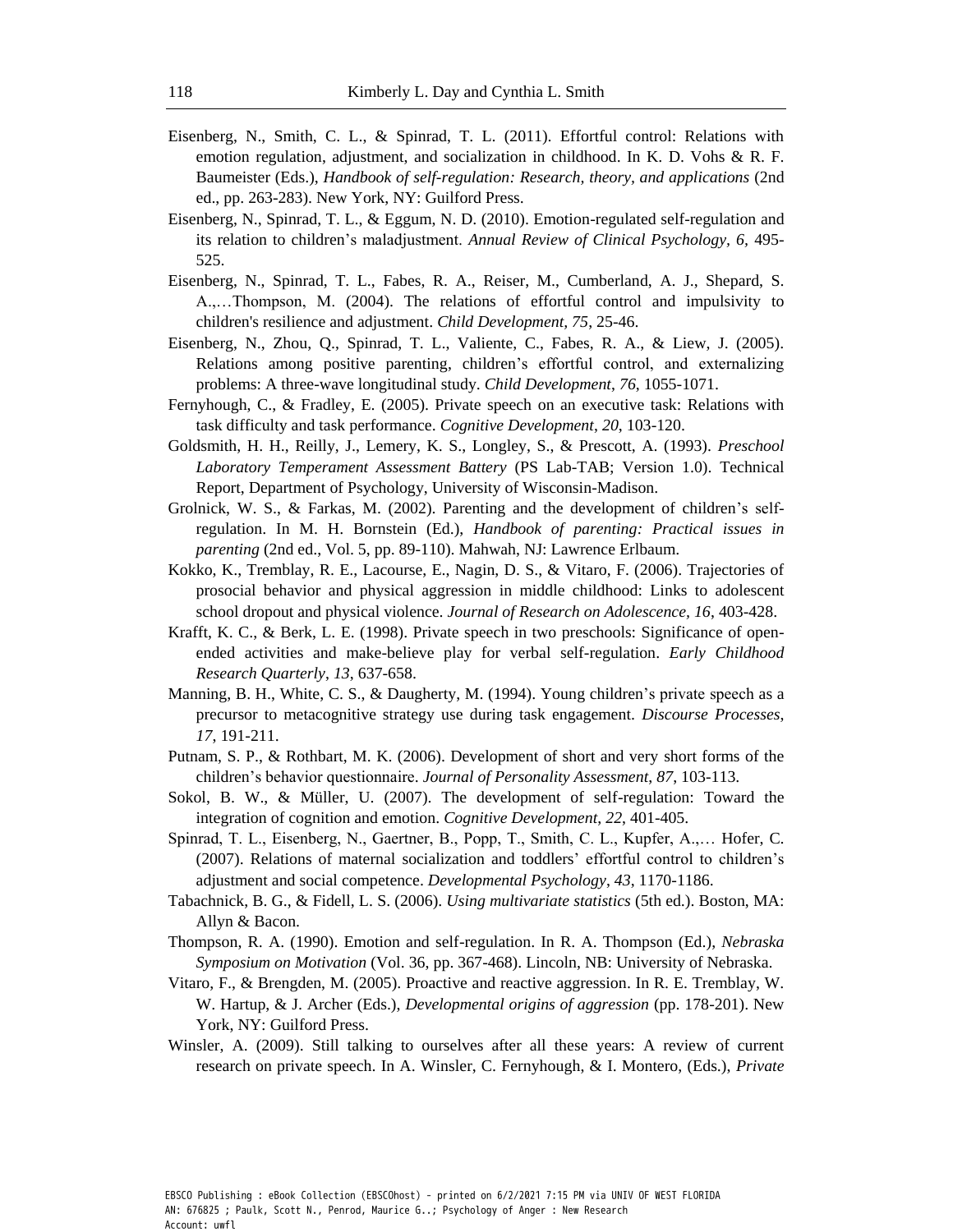Eisenberg, N., Smith, C. L., & Spinrad, T. L. (2011). Effortful control: Relations with emotion regulation, adjustment, and socialization in childhood. In K. D. Vohs & R. F. Baumeister (Eds.), *Handbook of self-regulation: Research, theory, and applications* (2nd ed., pp. 263-283). New York, NY: Guilford Press.

Eisenberg, N., Spinrad, T. L., & Eggum, N. D. (2010). Emotion-regulated self-regulation and its relation to children's maladjustment. *Annual Review of Clinical Psychology, 6,* 495-525.

Eisenberg, N., Spinrad, T. L., Fabes, R. A., Reiser, M., Cumberland, A. J., Shepard, S. A.,…Thompson, M. (2004). The relations of effortful control and impulsivity to children's resilience and adjustment. *Child Development, 75*, 25-46.

Eisenberg, N., Zhou, Q., Spinrad, T. L., Valiente, C., Fabes, R. A., & Liew, J. (2005). Relations among positive parenting, children's effortful control, and externalizing problems: A three-wave longitudinal study. *Child Development*, *76*, 1055-1071.

Fernyhough, C., & Fradley, E. (2005). Private speech on an executive task: Relations with task difficulty and task performance. *Cognitive Development*, *20*, 103-120.

Goldsmith, H. H., Reilly, J., Lemery, K. S., Longley, S., & Prescott, A. (1993). *Preschool Laboratory Temperament Assessment Battery* (PS Lab-TAB; Version 1.0). Technical Report, Department of Psychology, University of Wisconsin-Madison.

Grolnick, W. S., & Farkas, M. (2002). Parenting and the development of children's self-regulation. In M. H. Bornstein (Ed.), *Handbook of parenting: Practical issues in parenting* (2nd ed., Vol. 5, pp. 89-110). Mahwah, NJ: Lawrence Erlbaum.

Kokko, K., Tremblay, R. E., Lacourse, E., Nagin, D. S., & Vitaro, F. (2006). Trajectories of prosocial behavior and physical aggression in middle childhood: Links to adolescent school dropout and physical violence. *Journal of Research on Adolescence, 16,* 403-428.

Krafft, K. C., & Berk, L. E. (1998). Private speech in two preschools: Significance of open-ended activities and make-believe play for verbal self-regulation. *Early Childhood Research Quarterly*, *13,* 637-658.

Manning, B. H., White, C. S., & Daugherty, M. (1994). Young children's private speech as a precursor to metacognitive strategy use during task engagement. *Discourse Processes*, *17*, 191-211.

Putnam, S. P., & Rothbart, M. K. (2006). Development of short and very short forms of the children's behavior questionnaire. *Journal of Personality Assessment*, *87*, 103-113.

Sokol, B. W., & Müller, U. (2007). The development of self-regulation: Toward the integration of cognition and emotion. *Cognitive Development*, *22*, 401-405.

Spinrad, T. L., Eisenberg, N., Gaertner, B., Popp, T., Smith, C. L., Kupfer, A.,… Hofer, C. (2007). Relations of maternal socialization and toddlers' effortful control to children's adjustment and social competence. *Developmental Psychology*, *43*, 1170-1186.

Tabachnick, B. G., & Fidell, L. S. (2006). *Using multivariate statistics* (5th ed.). Boston, MA: Allyn & Bacon.

Thompson, R. A. (1990). Emotion and self-regulation. In R. A. Thompson (Ed.), *Nebraska Symposium on Motivation* (Vol. 36, pp. 367-468). Lincoln, NB: University of Nebraska.

Vitaro, F., & Brengden, M. (2005). Proactive and reactive aggression. In R. E. Tremblay, W. W. Hartup, & J. Archer (Eds.), *Developmental origins of aggression* (pp. 178-201). New York, NY: Guilford Press.

Winsler, A. (2009). Still talking to ourselves after all these years: A review of current research on private speech. In A. Winsler, C. Fernyhough, & I. Montero, (Eds.), *Private*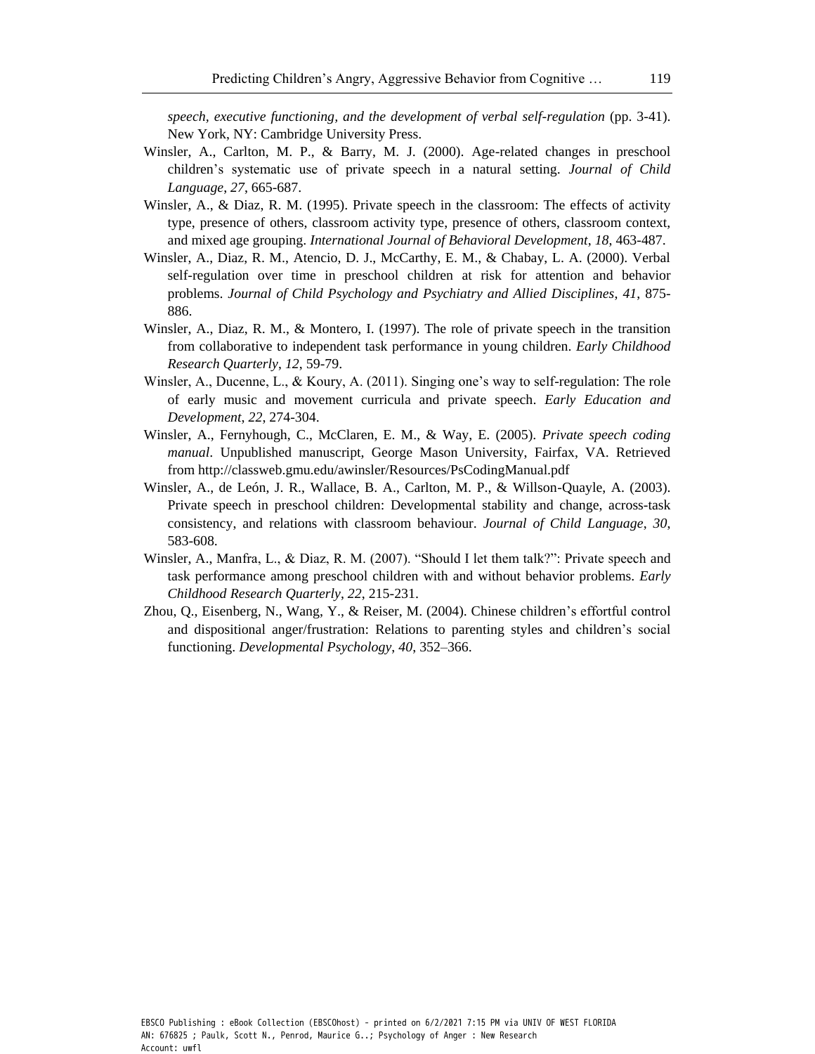*speech, executive functioning, and the development of verbal self-regulation* (pp. 3-41). New York, NY: Cambridge University Press.

Winsler, A., Carlton, M. P., & Barry, M. J. (2000). Age-related changes in preschool children's systematic use of private speech in a natural setting. *Journal of Child Language*, *27*, 665-687.

Winsler, A., & Diaz, R. M. (1995). Private speech in the classroom: The effects of activity type, presence of others, classroom activity type, presence of others, classroom context, and mixed age grouping. *International Journal of Behavioral Development*, *18*, 463-487.

Winsler, A., Diaz, R. M., Atencio, D. J., McCarthy, E. M., & Chabay, L. A. (2000). Verbal self-regulation over time in preschool children at risk for attention and behavior problems. *Journal of Child Psychology and Psychiatry and Allied Disciplines*, *41*, 875-886.

Winsler, A., Diaz, R. M., & Montero, I. (1997). The role of private speech in the transition from collaborative to independent task performance in young children. *Early Childhood Research Quarterly*, *12*, 59-79.

Winsler, A., Ducenne, L., & Koury, A. (2011). Singing one's way to self-regulation: The role of early music and movement curricula and private speech. *Early Education and Development*, *22*, 274-304.

Winsler, A., Fernyhough, C., McClaren, E. M., & Way, E. (2005). *Private speech coding manual*. Unpublished manuscript, George Mason University, Fairfax, VA. Retrieved from http://classweb.gmu.edu/awinsler/Resources/PsCodingManual.pdf

Winsler, A., de León, J. R., Wallace, B. A., Carlton, M. P., & Willson-Quayle, A. (2003). Private speech in preschool children: Developmental stability and change, across-task consistency, and relations with classroom behaviour. *Journal of Child Language*, *30*, 583-608.

Winsler, A., Manfra, L., & Diaz, R. M. (2007). "Should I let them talk?": Private speech and task performance among preschool children with and without behavior problems. *Early Childhood Research Quarterly*, *22*, 215-231.

Zhou, Q., Eisenberg, N., Wang, Y., & Reiser, M. (2004). Chinese children's effortful control and dispositional anger/frustration: Relations to parenting styles and children's social functioning. *Developmental Psychology*, *40*, 352–366.